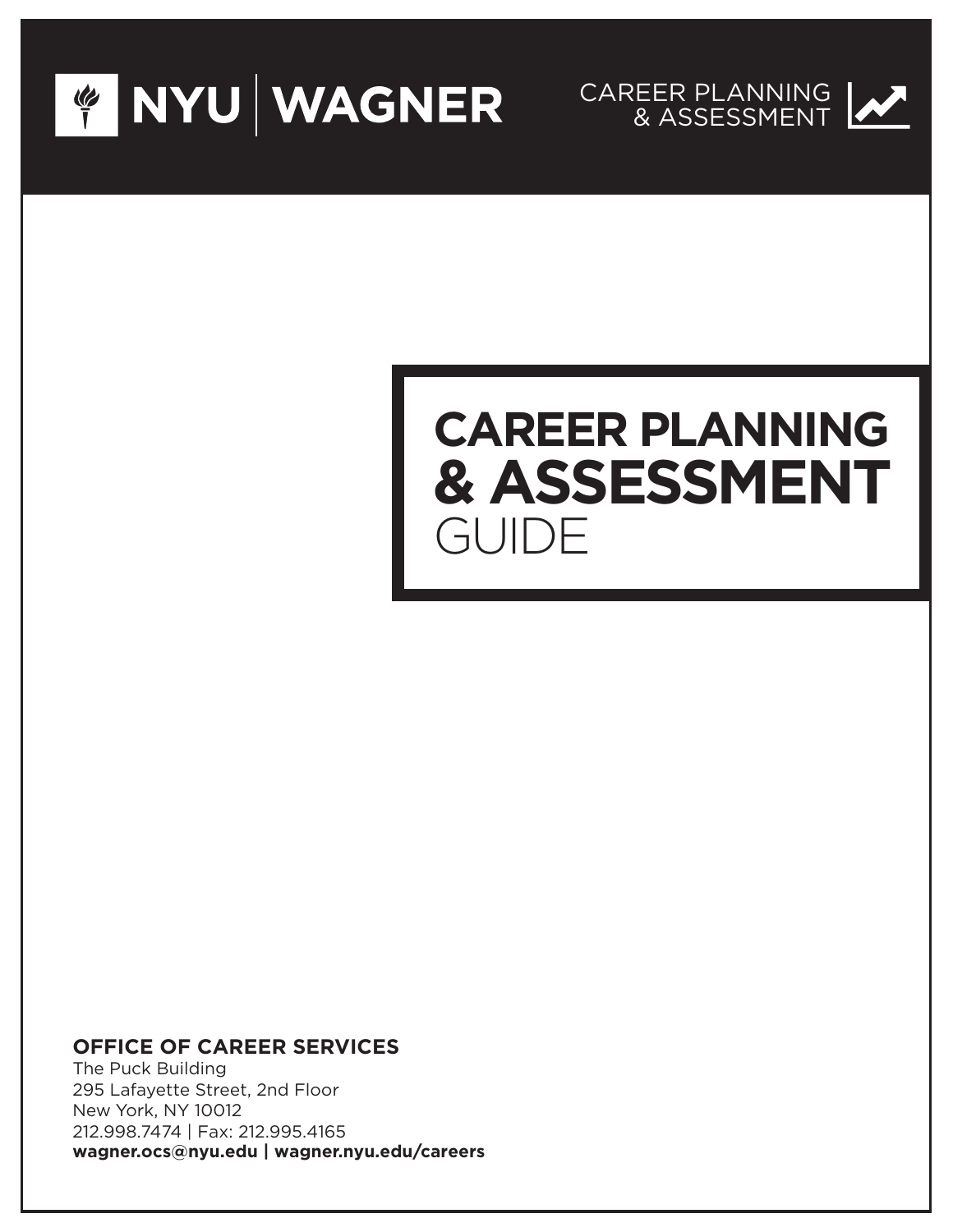NYU | WAGNER

CAREER PLANNING & ASSESSMENT

# CAREER PLANNING & ASSESSMENT GUIDE

**OFFICE OF CAREER SERVICES**
The Puck Building
295 Lafayette Street, 2nd Floor
New York, NY 10012
212.998.7474 | Fax: 212.995.4165
**wagner.ocs@nyu.edu | wagner.nyu.edu/careers**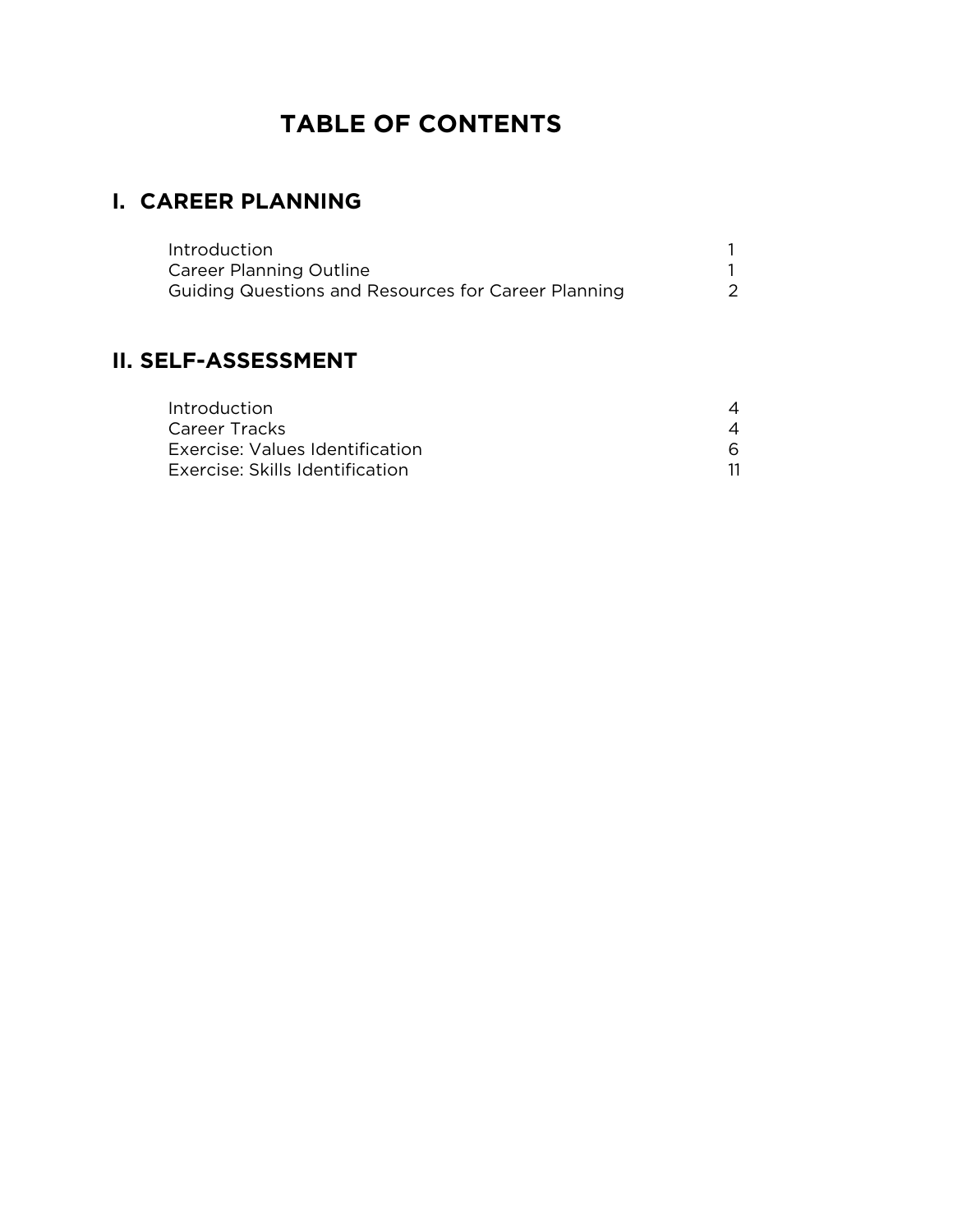# TABLE OF CONTENTS

## I. CAREER PLANNING

| | |
|---|---|
| Introduction | 1 |
| Career Planning Outline | 1 |
| Guiding Questions and Resources for Career Planning | 2 |

## II. SELF-ASSESSMENT

| | |
|---|---|
| Introduction | 4 |
| Career Tracks | 4 |
| Exercise: Values Identification | 6 |
| Exercise: Skills Identification | 11 |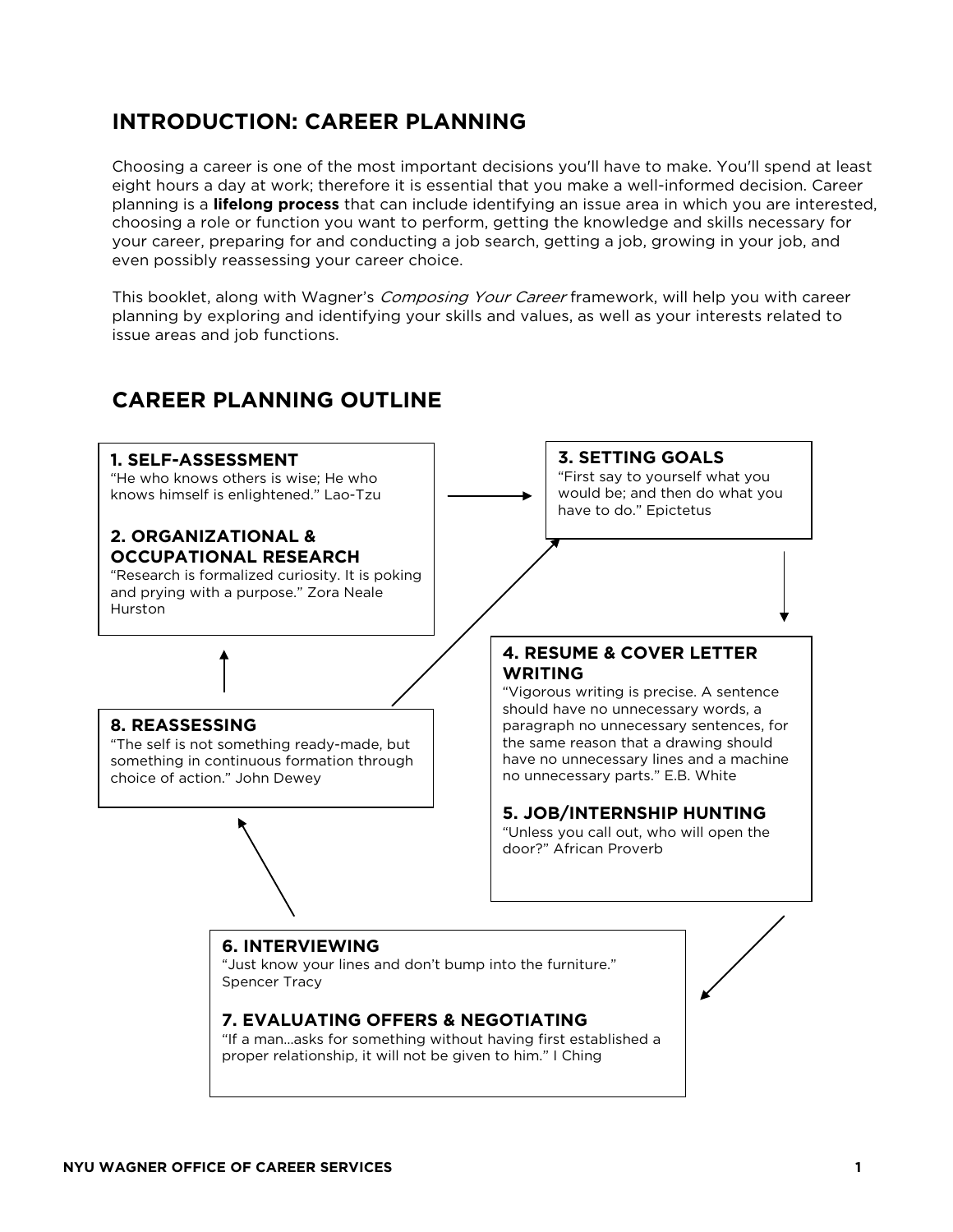## INTRODUCTION: CAREER PLANNING

Choosing a career is one of the most important decisions you'll have to make. You'll spend at least eight hours a day at work; therefore it is essential that you make a well-informed decision. Career planning is a **lifelong process** that can include identifying an issue area in which you are interested, choosing a role or function you want to perform, getting the knowledge and skills necessary for your career, preparing for and conducting a job search, getting a job, growing in your job, and even possibly reassessing your career choice.

This booklet, along with Wagner's *Composing Your Career* framework, will help you with career planning by exploring and identifying your skills and values, as well as your interests related to issue areas and job functions.

## CAREER PLANNING OUTLINE

**1. SELF-ASSESSMENT**
"He who knows others is wise; He who knows himself is enlightened." Lao-Tzu

**2. ORGANIZATIONAL & OCCUPATIONAL RESEARCH**
"Research is formalized curiosity. It is poking and prying with a purpose." Zora Neale Hurston

**3. SETTING GOALS**
"First say to yourself what you would be; and then do what you have to do." Epictetus

**4. RESUME & COVER LETTER WRITING**
"Vigorous writing is precise. A sentence should have no unnecessary words, a paragraph no unnecessary sentences, for the same reason that a drawing should have no unnecessary lines and a machine no unnecessary parts." E.B. White

**5. JOB/INTERNSHIP HUNTING**
"Unless you call out, who will open the door?" African Proverb

**6. INTERVIEWING**
"Just know your lines and don't bump into the furniture." Spencer Tracy

**7. EVALUATING OFFERS & NEGOTIATING**
"If a man…asks for something without having first established a proper relationship, it will not be given to him." I Ching

**8. REASSESSING**
"The self is not something ready-made, but something in continuous formation through choice of action." John Dewey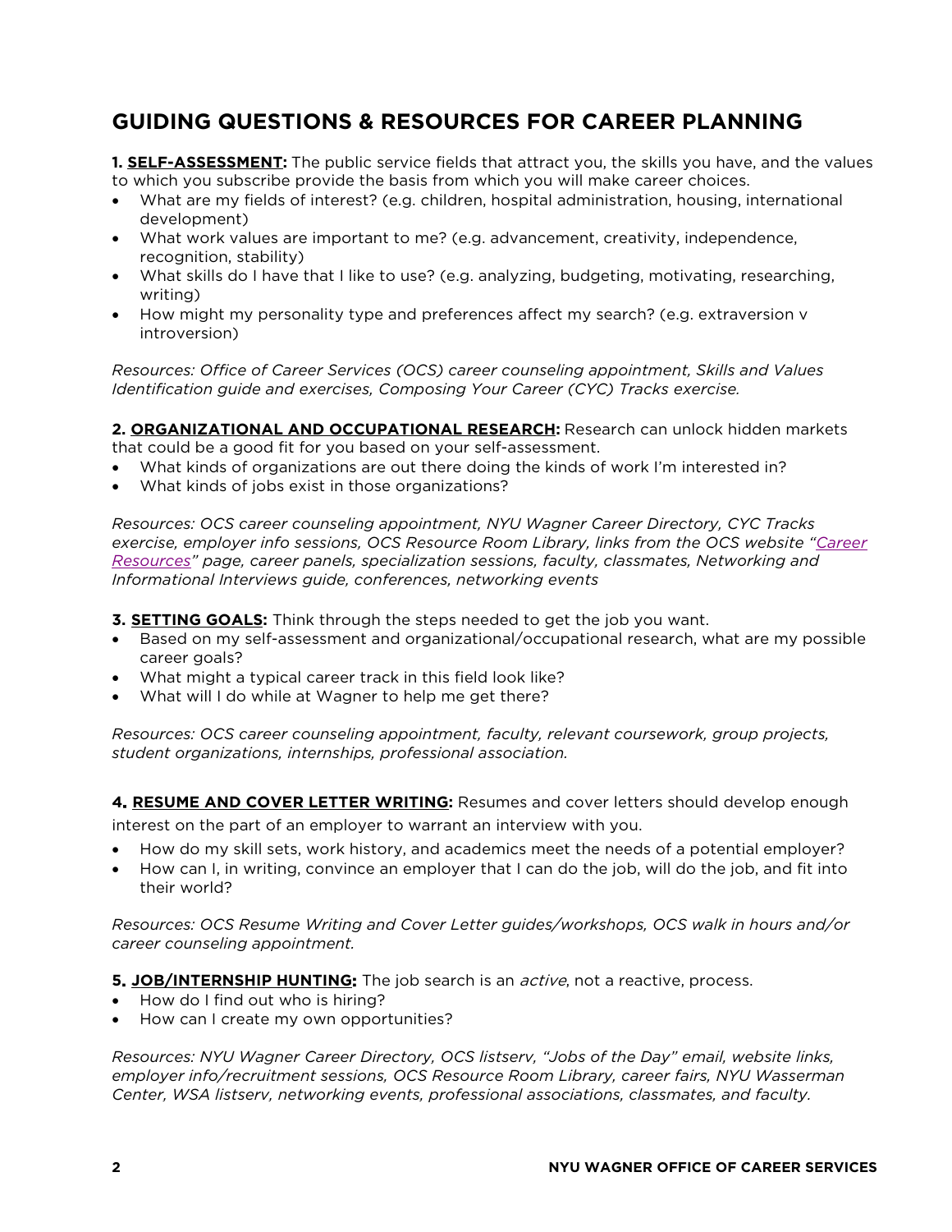# GUIDING QUESTIONS & RESOURCES FOR CAREER PLANNING

**1. SELF-ASSESSMENT:** The public service fields that attract you, the skills you have, and the values to which you subscribe provide the basis from which you will make career choices.

- What are my fields of interest? (e.g. children, hospital administration, housing, international development)
- What work values are important to me? (e.g. advancement, creativity, independence, recognition, stability)
- What skills do I have that I like to use? (e.g. analyzing, budgeting, motivating, researching, writing)
- How might my personality type and preferences affect my search? (e.g. extraversion v introversion)

*Resources: Office of Career Services (OCS) career counseling appointment, Skills and Values Identification guide and exercises, Composing Your Career (CYC) Tracks exercise.*

**2. ORGANIZATIONAL AND OCCUPATIONAL RESEARCH:** Research can unlock hidden markets that could be a good fit for you based on your self-assessment.

- What kinds of organizations are out there doing the kinds of work I'm interested in?
- What kinds of jobs exist in those organizations?

*Resources: OCS career counseling appointment, NYU Wagner Career Directory, CYC Tracks exercise, employer info sessions, OCS Resource Room Library, links from the OCS website "Career Resources" page, career panels, specialization sessions, faculty, classmates, Networking and Informational Interviews guide, conferences, networking events*

**3. SETTING GOALS:** Think through the steps needed to get the job you want.

- Based on my self-assessment and organizational/occupational research, what are my possible career goals?
- What might a typical career track in this field look like?
- What will I do while at Wagner to help me get there?

*Resources: OCS career counseling appointment, faculty, relevant coursework, group projects, student organizations, internships, professional association.*

**4. RESUME AND COVER LETTER WRITING:** Resumes and cover letters should develop enough interest on the part of an employer to warrant an interview with you.

- How do my skill sets, work history, and academics meet the needs of a potential employer?
- How can I, in writing, convince an employer that I can do the job, will do the job, and fit into their world?

*Resources: OCS Resume Writing and Cover Letter guides/workshops, OCS walk in hours and/or career counseling appointment.*

**5. JOB/INTERNSHIP HUNTING:** The job search is an *active*, not a reactive, process.

- How do I find out who is hiring?
- How can I create my own opportunities?

*Resources: NYU Wagner Career Directory, OCS listserv, "Jobs of the Day" email, website links, employer info/recruitment sessions, OCS Resource Room Library, career fairs, NYU Wasserman Center, WSA listserv, networking events, professional associations, classmates, and faculty.*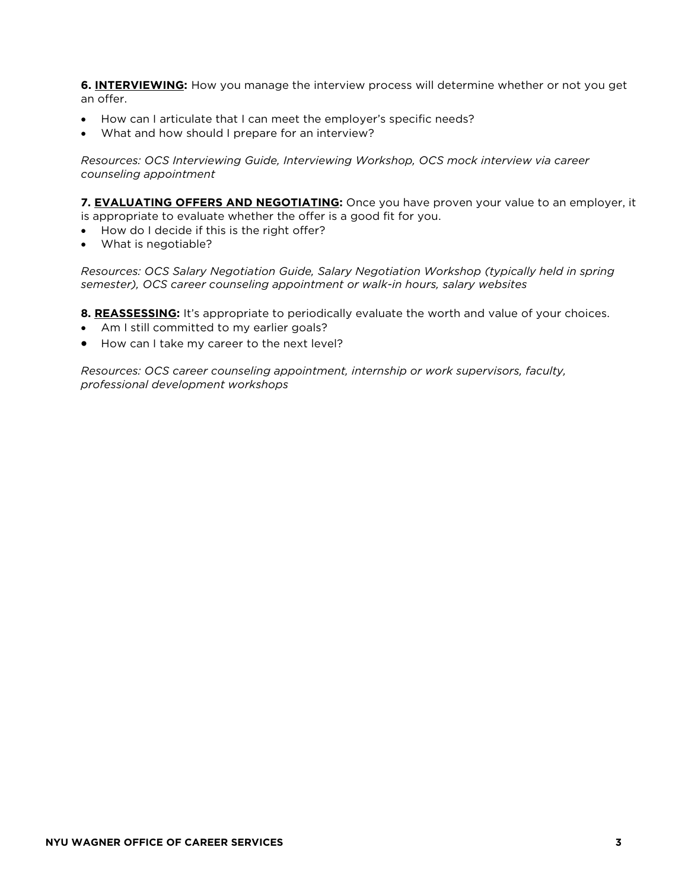**6. INTERVIEWING:** How you manage the interview process will determine whether or not you get an offer.

- How can I articulate that I can meet the employer's specific needs?
- What and how should I prepare for an interview?

*Resources: OCS Interviewing Guide, Interviewing Workshop, OCS mock interview via career counseling appointment*

**7. EVALUATING OFFERS AND NEGOTIATING:** Once you have proven your value to an employer, it is appropriate to evaluate whether the offer is a good fit for you.

- How do I decide if this is the right offer?
- What is negotiable?

*Resources: OCS Salary Negotiation Guide, Salary Negotiation Workshop (typically held in spring semester), OCS career counseling appointment or walk-in hours, salary websites*

**8. REASSESSING:** It's appropriate to periodically evaluate the worth and value of your choices.

- Am I still committed to my earlier goals?
- How can I take my career to the next level?

*Resources: OCS career counseling appointment, internship or work supervisors, faculty, professional development workshops*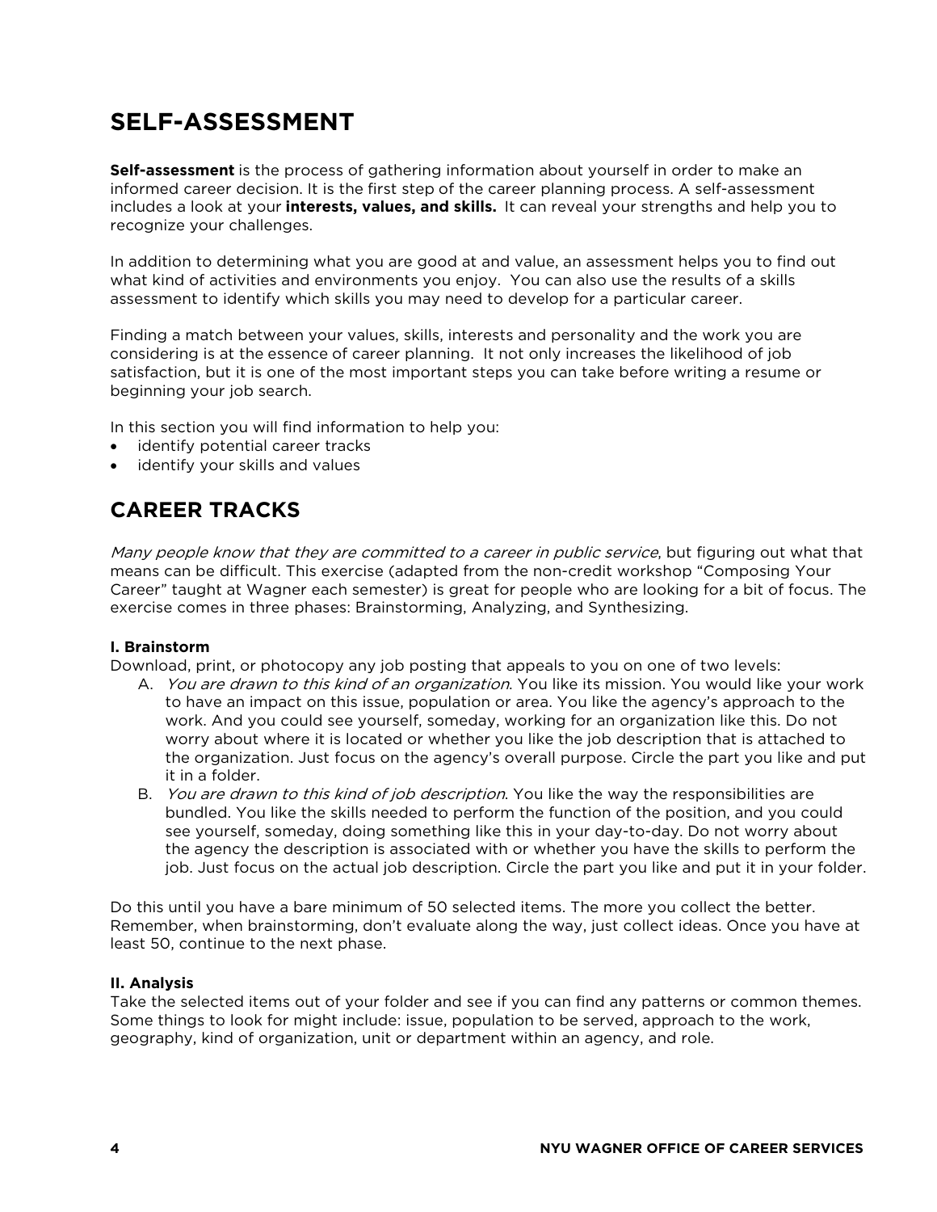# SELF-ASSESSMENT

**Self-assessment** is the process of gathering information about yourself in order to make an informed career decision. It is the first step of the career planning process. A self-assessment includes a look at your **interests, values, and skills.** It can reveal your strengths and help you to recognize your challenges.

In addition to determining what you are good at and value, an assessment helps you to find out what kind of activities and environments you enjoy. You can also use the results of a skills assessment to identify which skills you may need to develop for a particular career.

Finding a match between your values, skills, interests and personality and the work you are considering is at the essence of career planning. It not only increases the likelihood of job satisfaction, but it is one of the most important steps you can take before writing a resume or beginning your job search.

In this section you will find information to help you:

- identify potential career tracks
- identify your skills and values

# CAREER TRACKS

*Many people know that they are committed to a career in public service*, but figuring out what that means can be difficult. This exercise (adapted from the non-credit workshop "Composing Your Career" taught at Wagner each semester) is great for people who are looking for a bit of focus. The exercise comes in three phases: Brainstorming, Analyzing, and Synthesizing.

**I. Brainstorm**

Download, print, or photocopy any job posting that appeals to you on one of two levels:

A. *You are drawn to this kind of an organization*. You like its mission. You would like your work to have an impact on this issue, population or area. You like the agency's approach to the work. And you could see yourself, someday, working for an organization like this. Do not worry about where it is located or whether you like the job description that is attached to the organization. Just focus on the agency's overall purpose. Circle the part you like and put it in a folder.

B. *You are drawn to this kind of job description*. You like the way the responsibilities are bundled. You like the skills needed to perform the function of the position, and you could see yourself, someday, doing something like this in your day-to-day. Do not worry about the agency the description is associated with or whether you have the skills to perform the job. Just focus on the actual job description. Circle the part you like and put it in your folder.

Do this until you have a bare minimum of 50 selected items. The more you collect the better. Remember, when brainstorming, don't evaluate along the way, just collect ideas. Once you have at least 50, continue to the next phase.

**II. Analysis**

Take the selected items out of your folder and see if you can find any patterns or common themes. Some things to look for might include: issue, population to be served, approach to the work, geography, kind of organization, unit or department within an agency, and role.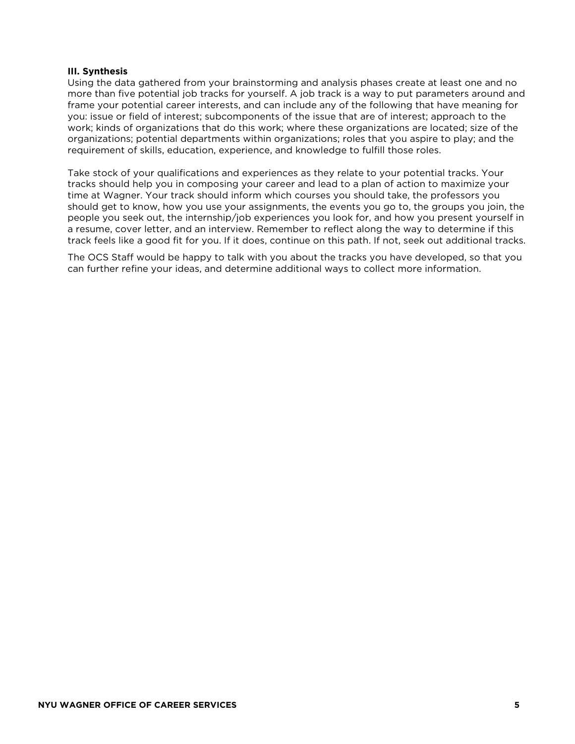### III. Synthesis

Using the data gathered from your brainstorming and analysis phases create at least one and no more than five potential job tracks for yourself. A job track is a way to put parameters around and frame your potential career interests, and can include any of the following that have meaning for you: issue or field of interest; subcomponents of the issue that are of interest; approach to the work; kinds of organizations that do this work; where these organizations are located; size of the organizations; potential departments within organizations; roles that you aspire to play; and the requirement of skills, education, experience, and knowledge to fulfill those roles.

Take stock of your qualifications and experiences as they relate to your potential tracks. Your tracks should help you in composing your career and lead to a plan of action to maximize your time at Wagner. Your track should inform which courses you should take, the professors you should get to know, how you use your assignments, the events you go to, the groups you join, the people you seek out, the internship/job experiences you look for, and how you present yourself in a resume, cover letter, and an interview. Remember to reflect along the way to determine if this track feels like a good fit for you. If it does, continue on this path. If not, seek out additional tracks.

The OCS Staff would be happy to talk with you about the tracks you have developed, so that you can further refine your ideas, and determine additional ways to collect more information.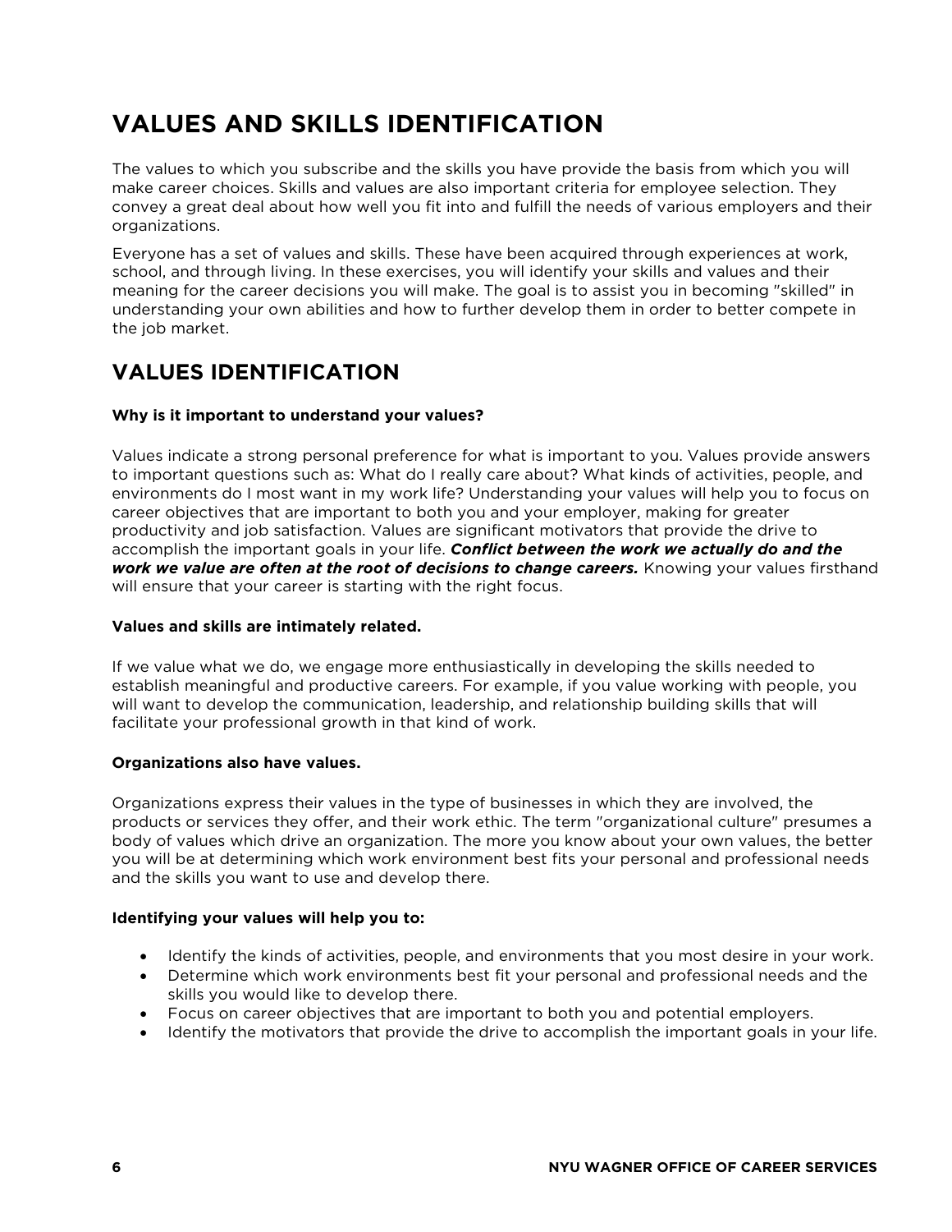# VALUES AND SKILLS IDENTIFICATION

The values to which you subscribe and the skills you have provide the basis from which you will make career choices. Skills and values are also important criteria for employee selection. They convey a great deal about how well you fit into and fulfill the needs of various employers and their organizations.

Everyone has a set of values and skills. These have been acquired through experiences at work, school, and through living. In these exercises, you will identify your skills and values and their meaning for the career decisions you will make. The goal is to assist you in becoming "skilled" in understanding your own abilities and how to further develop them in order to better compete in the job market.

# VALUES IDENTIFICATION

**Why is it important to understand your values?**

Values indicate a strong personal preference for what is important to you. Values provide answers to important questions such as: What do I really care about? What kinds of activities, people, and environments do I most want in my work life? Understanding your values will help you to focus on career objectives that are important to both you and your employer, making for greater productivity and job satisfaction. Values are significant motivators that provide the drive to accomplish the important goals in your life. ***Conflict between the work we actually do and the work we value are often at the root of decisions to change careers.*** Knowing your values firsthand will ensure that your career is starting with the right focus.

**Values and skills are intimately related.**

If we value what we do, we engage more enthusiastically in developing the skills needed to establish meaningful and productive careers. For example, if you value working with people, you will want to develop the communication, leadership, and relationship building skills that will facilitate your professional growth in that kind of work.

**Organizations also have values.**

Organizations express their values in the type of businesses in which they are involved, the products or services they offer, and their work ethic. The term "organizational culture" presumes a body of values which drive an organization. The more you know about your own values, the better you will be at determining which work environment best fits your personal and professional needs and the skills you want to use and develop there.

**Identifying your values will help you to:**

- Identify the kinds of activities, people, and environments that you most desire in your work.
- Determine which work environments best fit your personal and professional needs and the skills you would like to develop there.
- Focus on career objectives that are important to both you and potential employers.
- Identify the motivators that provide the drive to accomplish the important goals in your life.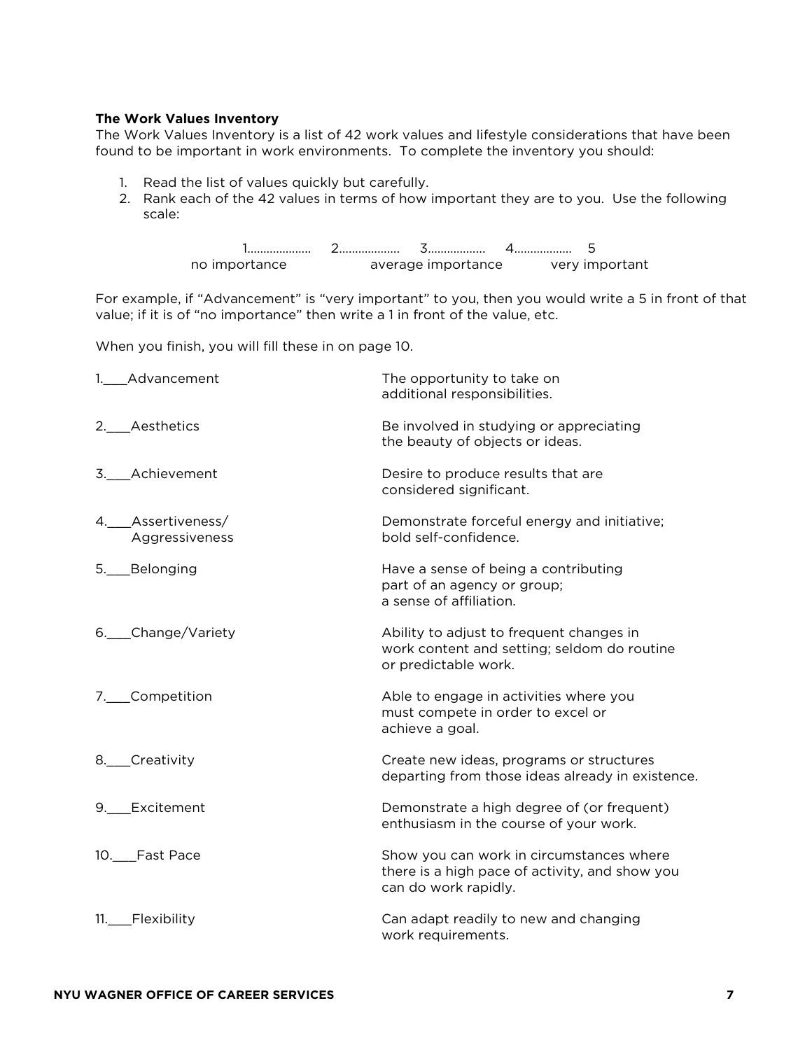**The Work Values Inventory**

The Work Values Inventory is a list of 42 work values and lifestyle considerations that have been found to be important in work environments. To complete the inventory you should:

1. Read the list of values quickly but carefully.
2. Rank each of the 42 values in terms of how important they are to you. Use the following scale:

1.................... 2................... 3.................. 4.................. 5
no importance average importance very important

For example, if "Advancement" is "very important" to you, then you would write a 5 in front of that value; if it is of "no importance" then write a 1 in front of the value, etc.

When you finish, you will fill these in on page 10.

| | |
|---|---|
| 1.___Advancement | The opportunity to take on additional responsibilities. |
| 2.___Aesthetics | Be involved in studying or appreciating the beauty of objects or ideas. |
| 3.___Achievement | Desire to produce results that are considered significant. |
| 4.___Assertiveness/ Aggressiveness | Demonstrate forceful energy and initiative; bold self-confidence. |
| 5.___Belonging | Have a sense of being a contributing part of an agency or group; a sense of affiliation. |
| 6.___Change/Variety | Ability to adjust to frequent changes in work content and setting; seldom do routine or predictable work. |
| 7.___Competition | Able to engage in activities where you must compete in order to excel or achieve a goal. |
| 8.___Creativity | Create new ideas, programs or structures departing from those ideas already in existence. |
| 9.___Excitement | Demonstrate a high degree of (or frequent) enthusiasm in the course of your work. |
| 10.___Fast Pace | Show you can work in circumstances where there is a high pace of activity, and show you can do work rapidly. |
| 11.___Flexibility | Can adapt readily to new and changing work requirements. |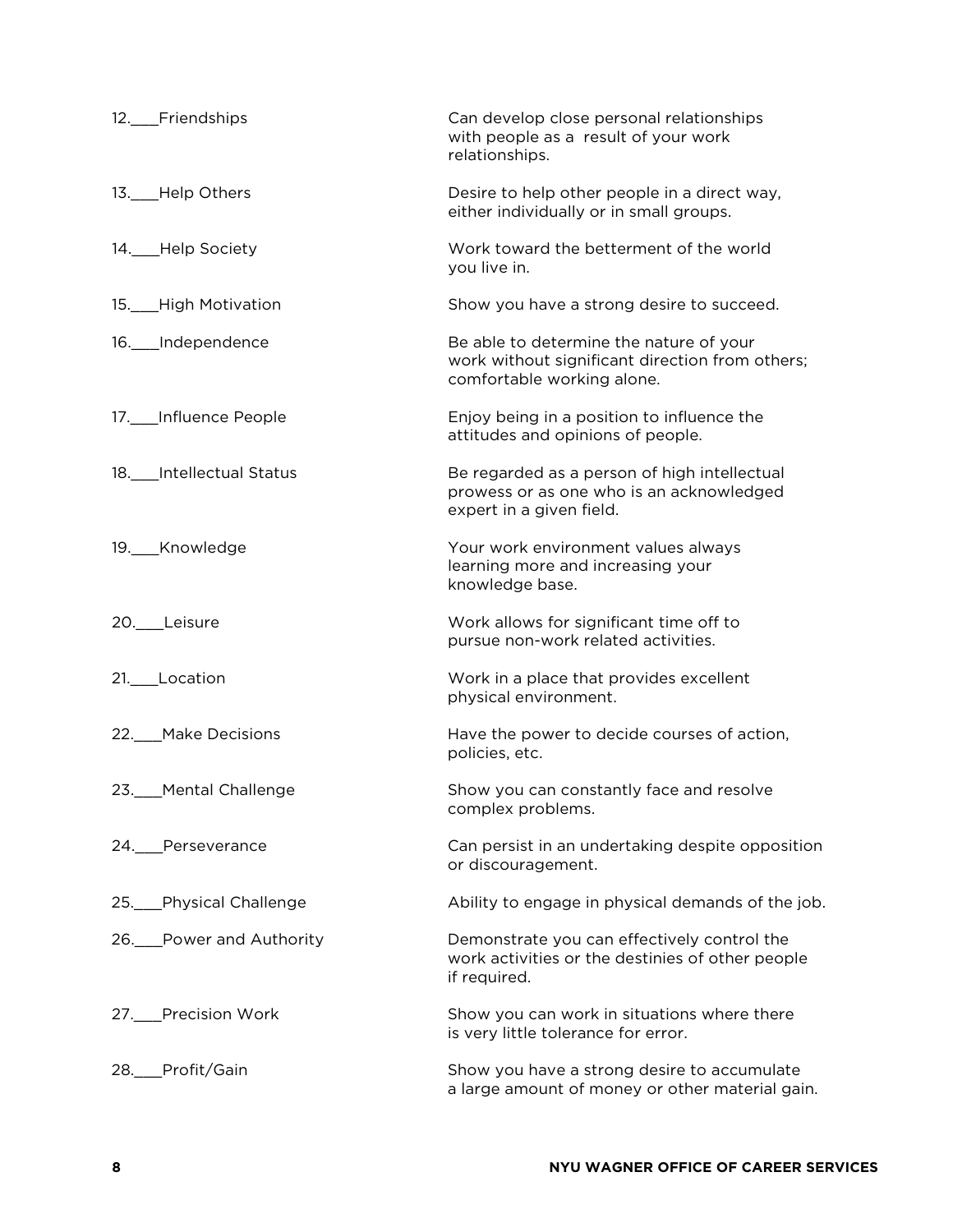| | |
|---|---|
| 12.___Friendships | Can develop close personal relationships with people as a result of your work relationships. |
| 13.___Help Others | Desire to help other people in a direct way, either individually or in small groups. |
| 14.___Help Society | Work toward the betterment of the world you live in. |
| 15.___High Motivation | Show you have a strong desire to succeed. |
| 16.___Independence | Be able to determine the nature of your work without significant direction from others; comfortable working alone. |
| 17.___Influence People | Enjoy being in a position to influence the attitudes and opinions of people. |
| 18.___Intellectual Status | Be regarded as a person of high intellectual prowess or as one who is an acknowledged expert in a given field. |
| 19.___Knowledge | Your work environment values always learning more and increasing your knowledge base. |
| 20.___Leisure | Work allows for significant time off to pursue non-work related activities. |
| 21.___Location | Work in a place that provides excellent physical environment. |
| 22.___Make Decisions | Have the power to decide courses of action, policies, etc. |
| 23.___Mental Challenge | Show you can constantly face and resolve complex problems. |
| 24.___Perseverance | Can persist in an undertaking despite opposition or discouragement. |
| 25.___Physical Challenge | Ability to engage in physical demands of the job. |
| 26.___Power and Authority | Demonstrate you can effectively control the work activities or the destinies of other people if required. |
| 27.___Precision Work | Show you can work in situations where there is very little tolerance for error. |
| 28.___Profit/Gain | Show you have a strong desire to accumulate a large amount of money or other material gain. |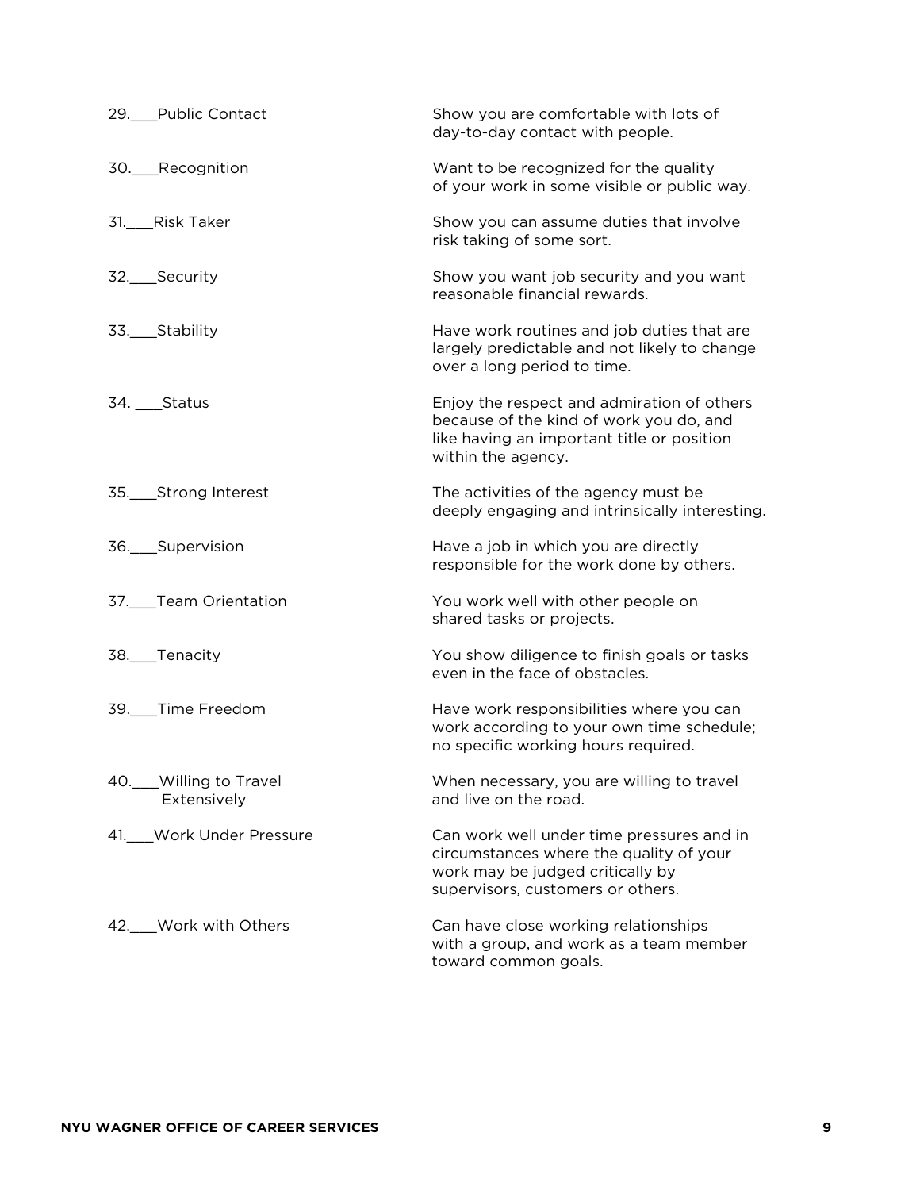| | |
|---|---|
| 29.___Public Contact | Show you are comfortable with lots of day-to-day contact with people. |
| 30.___Recognition | Want to be recognized for the quality of your work in some visible or public way. |
| 31.___Risk Taker | Show you can assume duties that involve risk taking of some sort. |
| 32.___Security | Show you want job security and you want reasonable financial rewards. |
| 33.___Stability | Have work routines and job duties that are largely predictable and not likely to change over a long period to time. |
| 34. ___Status | Enjoy the respect and admiration of others because of the kind of work you do, and like having an important title or position within the agency. |
| 35.___Strong Interest | The activities of the agency must be deeply engaging and intrinsically interesting. |
| 36.___Supervision | Have a job in which you are directly responsible for the work done by others. |
| 37.___Team Orientation | You work well with other people on shared tasks or projects. |
| 38.___Tenacity | You show diligence to finish goals or tasks even in the face of obstacles. |
| 39.___Time Freedom | Have work responsibilities where you can work according to your own time schedule; no specific working hours required. |
| 40.___Willing to Travel Extensively | When necessary, you are willing to travel and live on the road. |
| 41.___Work Under Pressure | Can work well under time pressures and in circumstances where the quality of your work may be judged critically by supervisors, customers or others. |
| 42.___Work with Others | Can have close working relationships with a group, and work as a team member toward common goals. |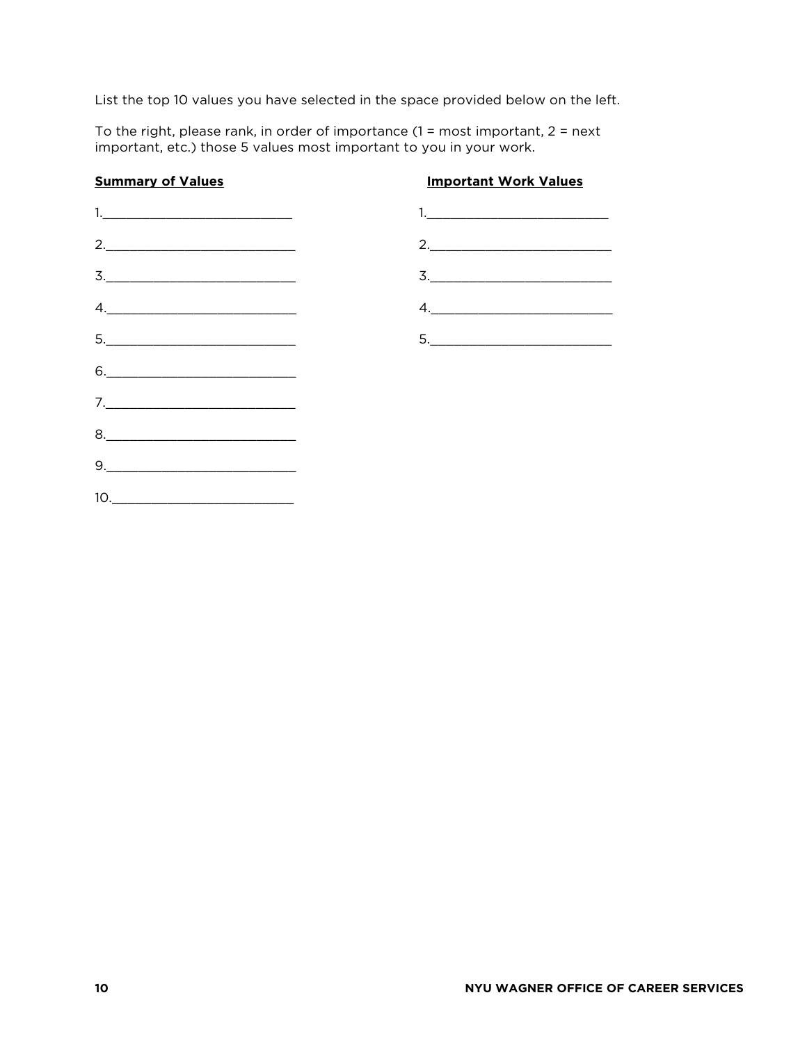List the top 10 values you have selected in the space provided below on the left.

To the right, please rank, in order of importance (1 = most important, 2 = next important, etc.) those 5 values most important to you in your work.

| **Summary of Values** | **Important Work Values** |
| --- | --- |
| 1.___________________________ | 1.___________________________ |
| 2.___________________________ | 2.___________________________ |
| 3.___________________________ | 3.___________________________ |
| 4.___________________________ | 4.___________________________ |
| 5.___________________________ | 5.___________________________ |
| 6.___________________________ | |
| 7.___________________________ | |
| 8.___________________________ | |
| 9.___________________________ | |
| 10.__________________________ | |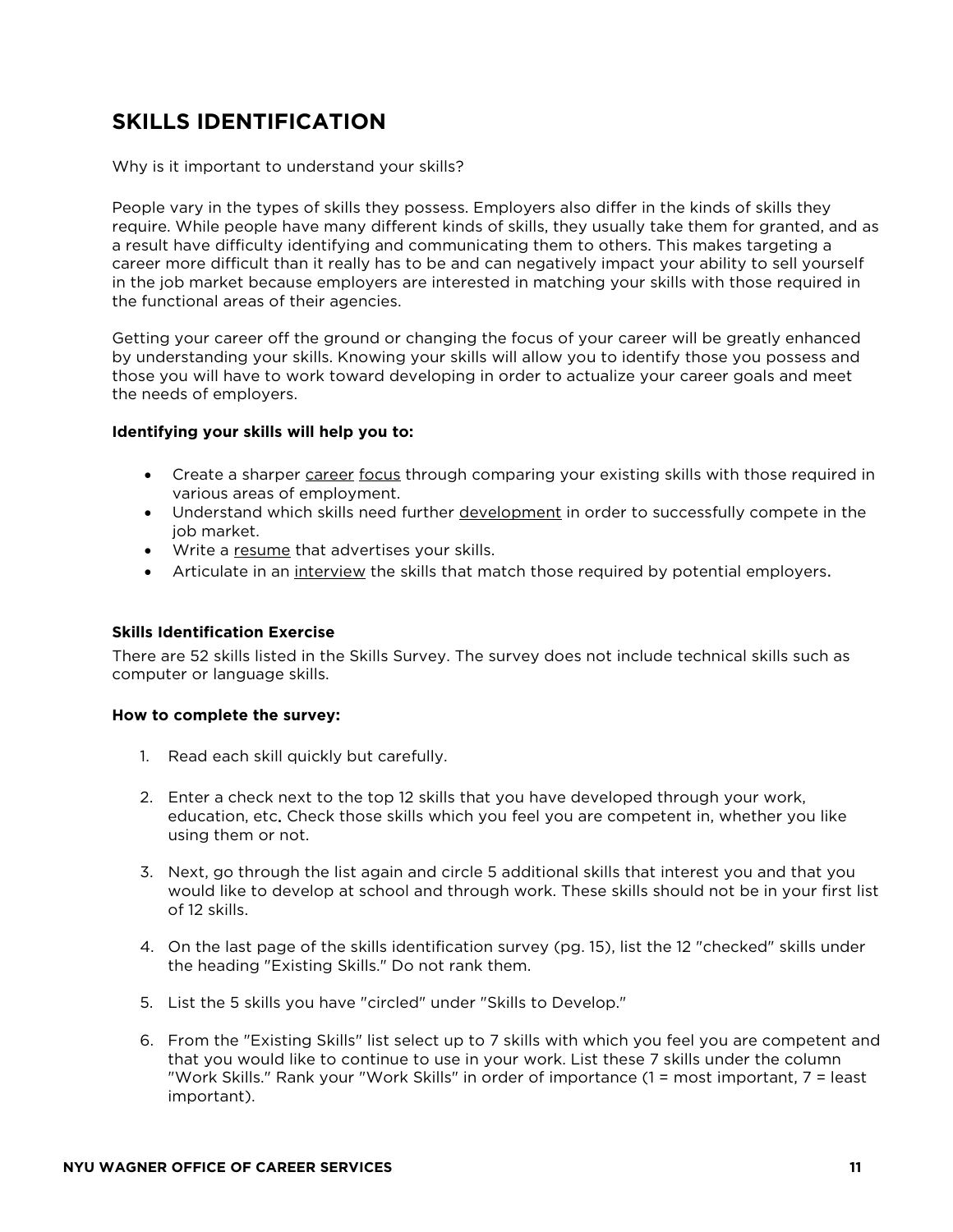## SKILLS IDENTIFICATION

Why is it important to understand your skills?

People vary in the types of skills they possess. Employers also differ in the kinds of skills they require. While people have many different kinds of skills, they usually take them for granted, and as a result have difficulty identifying and communicating them to others. This makes targeting a career more difficult than it really has to be and can negatively impact your ability to sell yourself in the job market because employers are interested in matching your skills with those required in the functional areas of their agencies.

Getting your career off the ground or changing the focus of your career will be greatly enhanced by understanding your skills. Knowing your skills will allow you to identify those you possess and those you will have to work toward developing in order to actualize your career goals and meet the needs of employers.

**Identifying your skills will help you to:**

- Create a sharper career focus through comparing your existing skills with those required in various areas of employment.
- Understand which skills need further development in order to successfully compete in the job market.
- Write a resume that advertises your skills.
- Articulate in an interview the skills that match those required by potential employers.

**Skills Identification Exercise**

There are 52 skills listed in the Skills Survey. The survey does not include technical skills such as computer or language skills.

**How to complete the survey:**

1. Read each skill quickly but carefully.

2. Enter a check next to the top 12 skills that you have developed through your work, education, etc. Check those skills which you feel you are competent in, whether you like using them or not.

3. Next, go through the list again and circle 5 additional skills that interest you and that you would like to develop at school and through work. These skills should not be in your first list of 12 skills.

4. On the last page of the skills identification survey (pg. 15), list the 12 "checked" skills under the heading "Existing Skills." Do not rank them.

5. List the 5 skills you have "circled" under "Skills to Develop."

6. From the "Existing Skills" list select up to 7 skills with which you feel you are competent and that you would like to continue to use in your work. List these 7 skills under the column "Work Skills." Rank your "Work Skills" in order of importance (1 = most important, 7 = least important).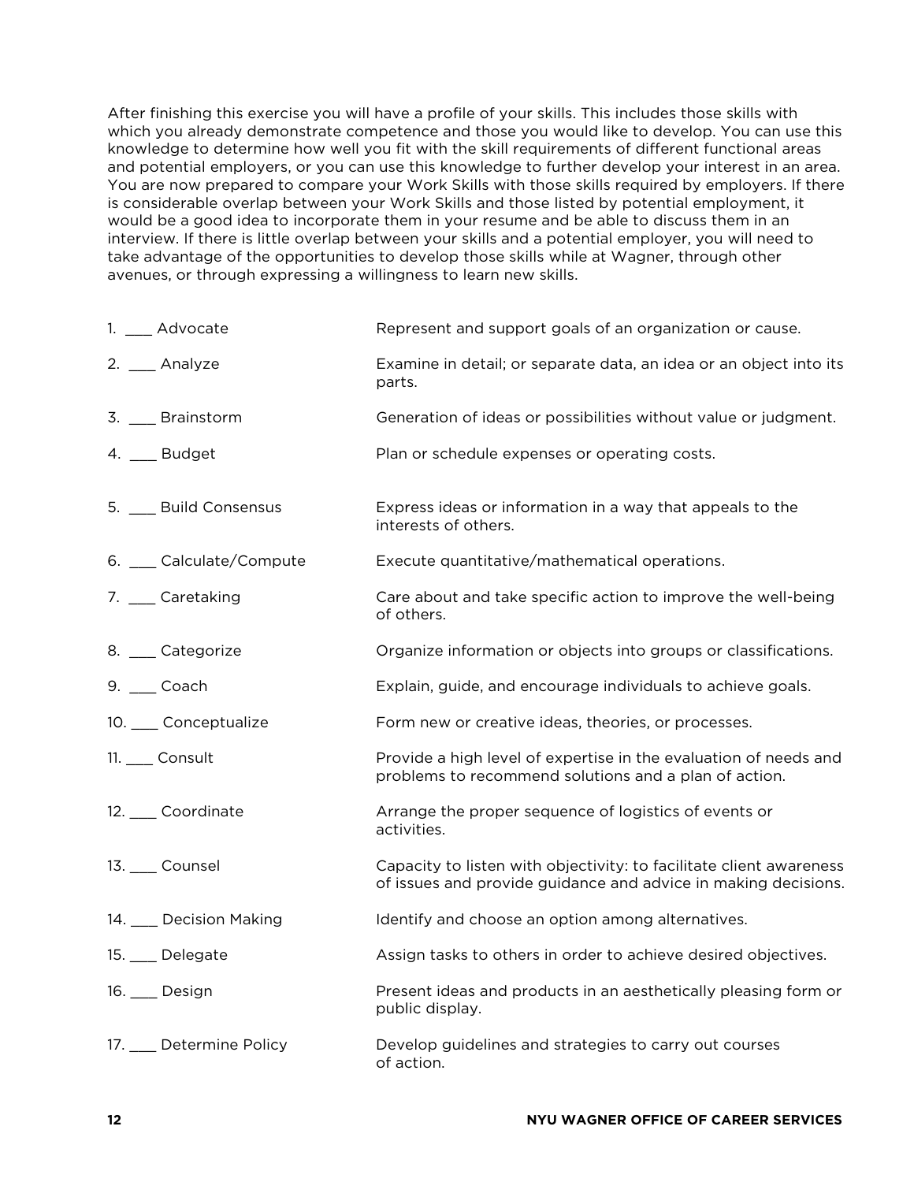After finishing this exercise you will have a profile of your skills. This includes those skills with which you already demonstrate competence and those you would like to develop. You can use this knowledge to determine how well you fit with the skill requirements of different functional areas and potential employers, or you can use this knowledge to further develop your interest in an area. You are now prepared to compare your Work Skills with those skills required by employers. If there is considerable overlap between your Work Skills and those listed by potential employment, it would be a good idea to incorporate them in your resume and be able to discuss them in an interview. If there is little overlap between your skills and a potential employer, you will need to take advantage of the opportunities to develop those skills while at Wagner, through other avenues, or through expressing a willingness to learn new skills.

| | |
|---|---|
| 1. ___ Advocate | Represent and support goals of an organization or cause. |
| 2. ___ Analyze | Examine in detail; or separate data, an idea or an object into its parts. |
| 3. ___ Brainstorm | Generation of ideas or possibilities without value or judgment. |
| 4. ___ Budget | Plan or schedule expenses or operating costs. |
| 5. ___ Build Consensus | Express ideas or information in a way that appeals to the interests of others. |
| 6. ___ Calculate/Compute | Execute quantitative/mathematical operations. |
| 7. ___ Caretaking | Care about and take specific action to improve the well-being of others. |
| 8. ___ Categorize | Organize information or objects into groups or classifications. |
| 9. ___ Coach | Explain, guide, and encourage individuals to achieve goals. |
| 10. ___ Conceptualize | Form new or creative ideas, theories, or processes. |
| 11. ___ Consult | Provide a high level of expertise in the evaluation of needs and problems to recommend solutions and a plan of action. |
| 12. ___ Coordinate | Arrange the proper sequence of logistics of events or activities. |
| 13. ___ Counsel | Capacity to listen with objectivity: to facilitate client awareness of issues and provide guidance and advice in making decisions. |
| 14. ___ Decision Making | Identify and choose an option among alternatives. |
| 15. ___ Delegate | Assign tasks to others in order to achieve desired objectives. |
| 16. ___ Design | Present ideas and products in an aesthetically pleasing form or public display. |
| 17. ___ Determine Policy | Develop guidelines and strategies to carry out courses of action. |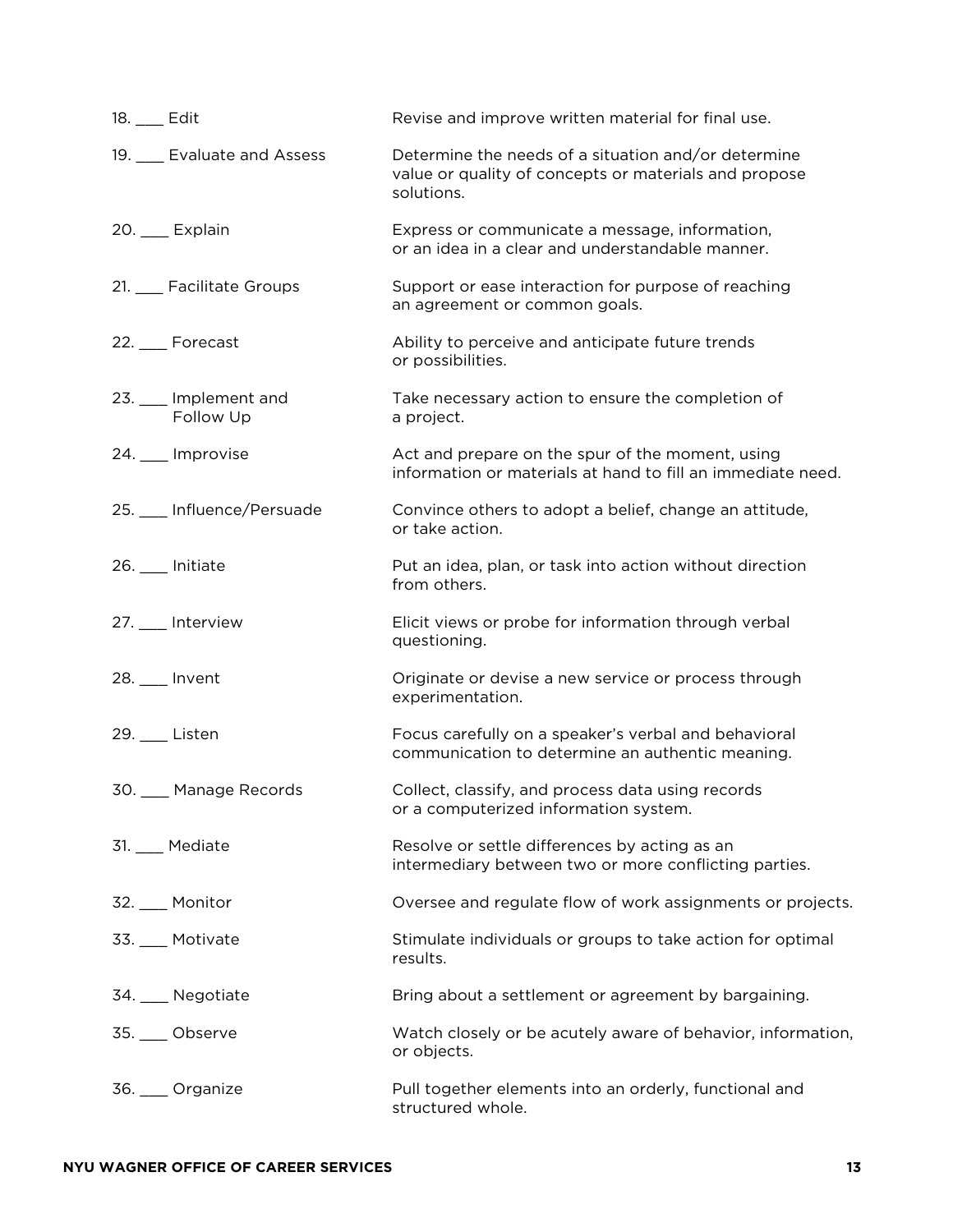| | |
|---|---|
| 18. ___ Edit | Revise and improve written material for final use. |
| 19. ___ Evaluate and Assess | Determine the needs of a situation and/or determine value or quality of concepts or materials and propose solutions. |
| 20. ___ Explain | Express or communicate a message, information, or an idea in a clear and understandable manner. |
| 21. ___ Facilitate Groups | Support or ease interaction for purpose of reaching an agreement or common goals. |
| 22. ___ Forecast | Ability to perceive and anticipate future trends or possibilities. |
| 23. ___ Implement and Follow Up | Take necessary action to ensure the completion of a project. |
| 24. ___ Improvise | Act and prepare on the spur of the moment, using information or materials at hand to fill an immediate need. |
| 25. ___ Influence/Persuade | Convince others to adopt a belief, change an attitude, or take action. |
| 26. ___ Initiate | Put an idea, plan, or task into action without direction from others. |
| 27. ___ Interview | Elicit views or probe for information through verbal questioning. |
| 28. ___ Invent | Originate or devise a new service or process through experimentation. |
| 29. ___ Listen | Focus carefully on a speaker's verbal and behavioral communication to determine an authentic meaning. |
| 30. ___ Manage Records | Collect, classify, and process data using records or a computerized information system. |
| 31. ___ Mediate | Resolve or settle differences by acting as an intermediary between two or more conflicting parties. |
| 32. ___ Monitor | Oversee and regulate flow of work assignments or projects. |
| 33. ___ Motivate | Stimulate individuals or groups to take action for optimal results. |
| 34. ___ Negotiate | Bring about a settlement or agreement by bargaining. |
| 35. ___ Observe | Watch closely or be acutely aware of behavior, information, or objects. |
| 36. ___ Organize | Pull together elements into an orderly, functional and structured whole. |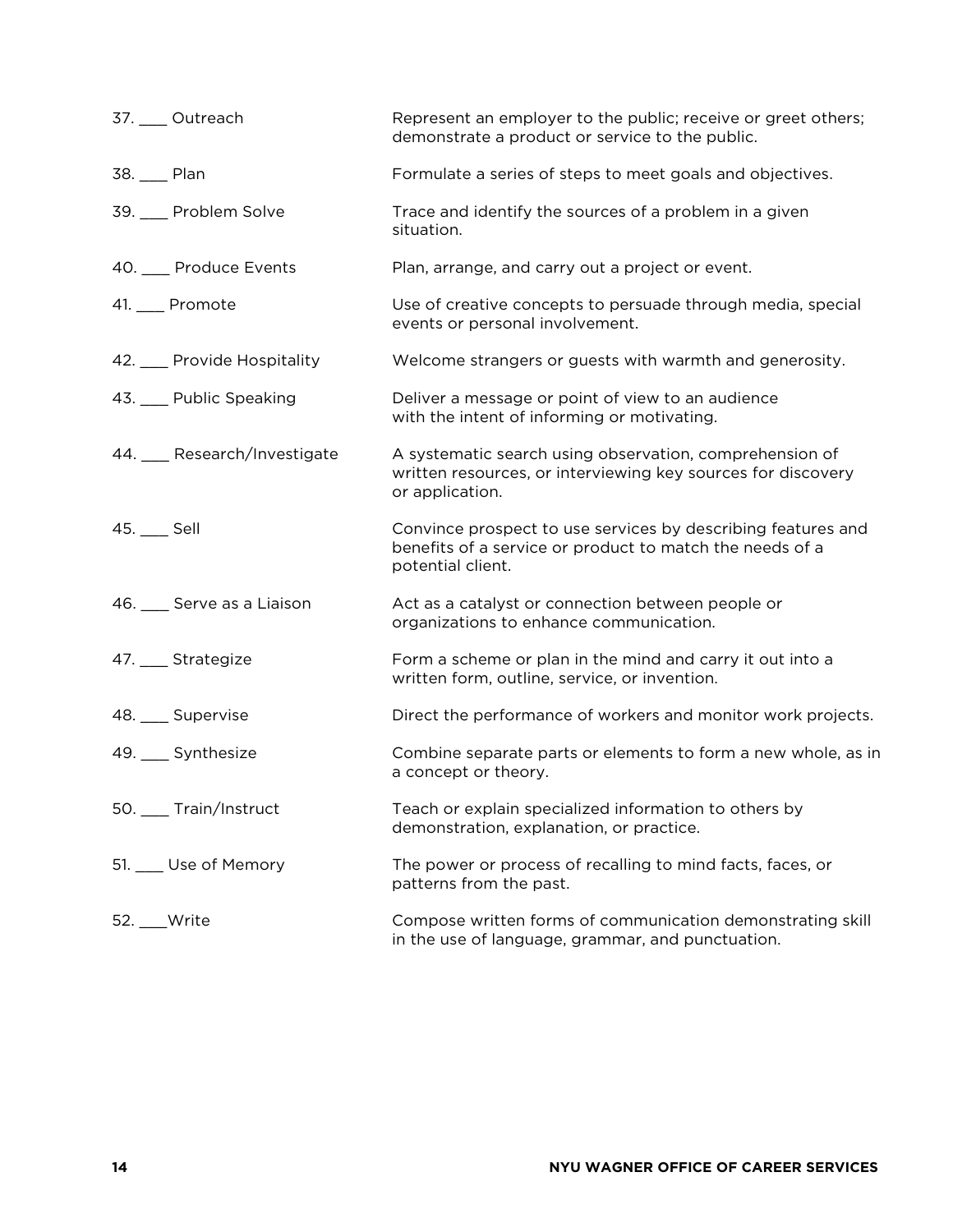| | |
|---|---|
| 37. ___ Outreach | Represent an employer to the public; receive or greet others; demonstrate a product or service to the public. |
| 38. ___ Plan | Formulate a series of steps to meet goals and objectives. |
| 39. ___ Problem Solve | Trace and identify the sources of a problem in a given situation. |
| 40. ___ Produce Events | Plan, arrange, and carry out a project or event. |
| 41. ___ Promote | Use of creative concepts to persuade through media, special events or personal involvement. |
| 42. ___ Provide Hospitality | Welcome strangers or guests with warmth and generosity. |
| 43. ___ Public Speaking | Deliver a message or point of view to an audience with the intent of informing or motivating. |
| 44. ___ Research/Investigate | A systematic search using observation, comprehension of written resources, or interviewing key sources for discovery or application. |
| 45. ___ Sell | Convince prospect to use services by describing features and benefits of a service or product to match the needs of a potential client. |
| 46. ___ Serve as a Liaison | Act as a catalyst or connection between people or organizations to enhance communication. |
| 47. ___ Strategize | Form a scheme or plan in the mind and carry it out into a written form, outline, service, or invention. |
| 48. ___ Supervise | Direct the performance of workers and monitor work projects. |
| 49. ___ Synthesize | Combine separate parts or elements to form a new whole, as in a concept or theory. |
| 50. ___ Train/Instruct | Teach or explain specialized information to others by demonstration, explanation, or practice. |
| 51. ___ Use of Memory | The power or process of recalling to mind facts, faces, or patterns from the past. |
| 52. ___Write | Compose written forms of communication demonstrating skill in the use of language, grammar, and punctuation. |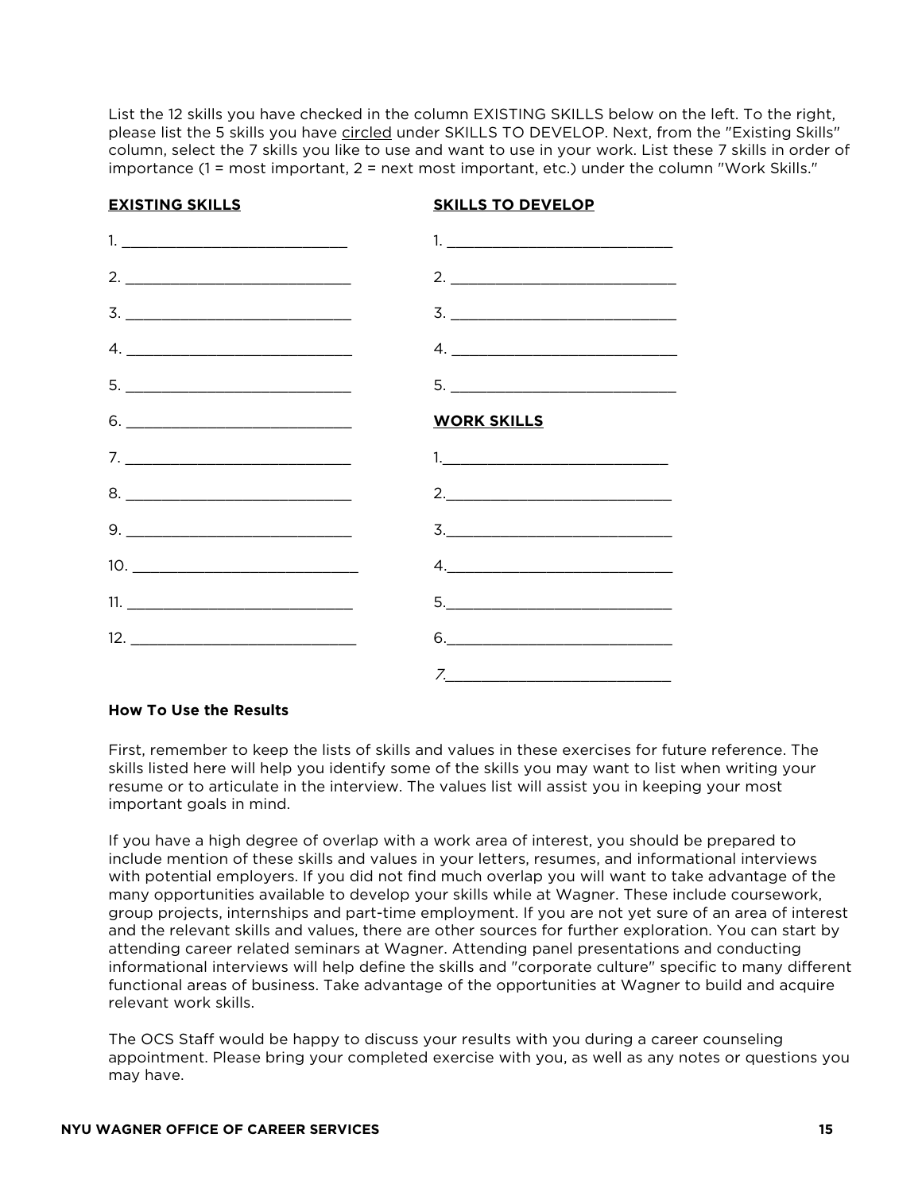List the 12 skills you have checked in the column EXISTING SKILLS below on the left. To the right, please list the 5 skills you have <u>circled</u> under SKILLS TO DEVELOP. Next, from the "Existing Skills" column, select the 7 skills you like to use and want to use in your work. List these 7 skills in order of importance (1 = most important, 2 = next most important, etc.) under the column "Work Skills."

| **<u>EXISTING SKILLS</u>** | **<u>SKILLS TO DEVELOP</u>** |
|---|---|
| 1. ___________________________ | 1. ___________________________ |
| 2. ___________________________ | 2. ___________________________ |
| 3. ___________________________ | 3. ___________________________ |
| 4. ___________________________ | 4. ___________________________ |
| 5. ___________________________ | 5. ___________________________ |
| 6. ___________________________ | **<u>WORK SKILLS</u>** |
| 7. ___________________________ | 1.___________________________ |
| 8. ___________________________ | 2.___________________________ |
| 9. ___________________________ | 3.___________________________ |
| 10. ___________________________ | 4.___________________________ |
| 11. ___________________________ | 5.___________________________ |
| 12. ___________________________ | 6.___________________________ |
| | *7.*___________________________ |

**How To Use the Results**

First, remember to keep the lists of skills and values in these exercises for future reference. The skills listed here will help you identify some of the skills you may want to list when writing your resume or to articulate in the interview. The values list will assist you in keeping your most important goals in mind.

If you have a high degree of overlap with a work area of interest, you should be prepared to include mention of these skills and values in your letters, resumes, and informational interviews with potential employers. If you did not find much overlap you will want to take advantage of the many opportunities available to develop your skills while at Wagner. These include coursework, group projects, internships and part-time employment. If you are not yet sure of an area of interest and the relevant skills and values, there are other sources for further exploration. You can start by attending career related seminars at Wagner. Attending panel presentations and conducting informational interviews will help define the skills and "corporate culture" specific to many different functional areas of business. Take advantage of the opportunities at Wagner to build and acquire relevant work skills.

The OCS Staff would be happy to discuss your results with you during a career counseling appointment. Please bring your completed exercise with you, as well as any notes or questions you may have.